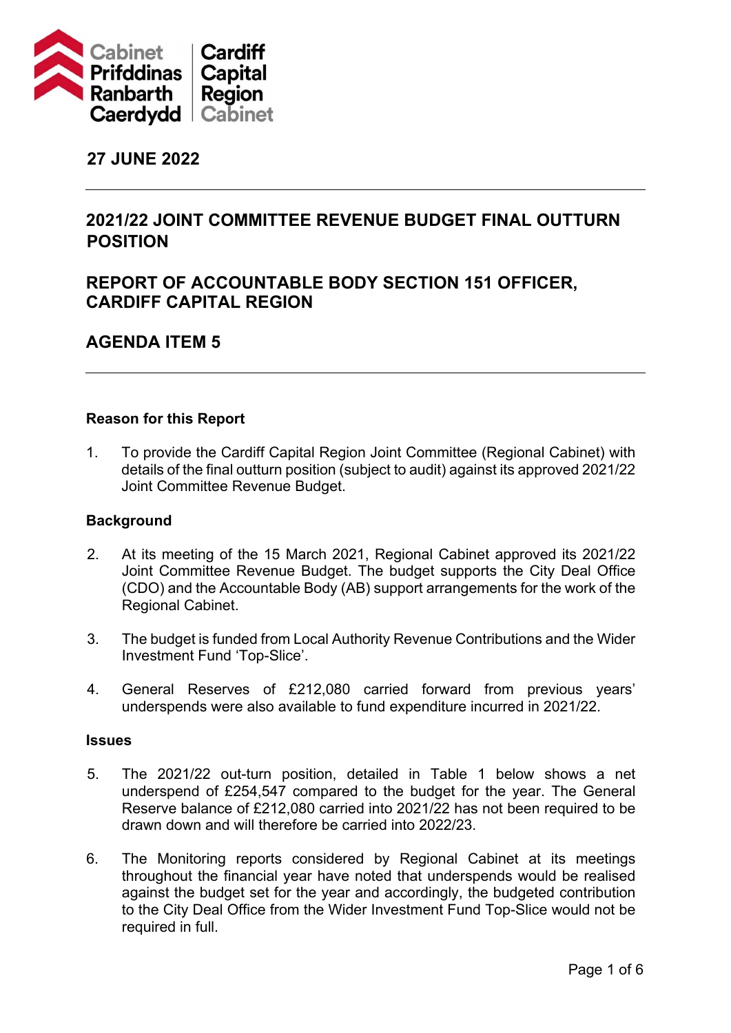Cabinet Prifddinas Ranbarth Caerdydd | Cardiff Capital Region Cabinet

**27 JUNE 2022**

---

## 2021/22 JOINT COMMITTEE REVENUE BUDGET FINAL OUTTURN POSITION

## REPORT OF ACCOUNTABLE BODY SECTION 151 OFFICER, CARDIFF CAPITAL REGION

## AGENDA ITEM 5

---

### Reason for this Report

1. To provide the Cardiff Capital Region Joint Committee (Regional Cabinet) with details of the final outturn position (subject to audit) against its approved 2021/22 Joint Committee Revenue Budget.

### Background

2. At its meeting of the 15 March 2021, Regional Cabinet approved its 2021/22 Joint Committee Revenue Budget. The budget supports the City Deal Office (CDO) and the Accountable Body (AB) support arrangements for the work of the Regional Cabinet.

3. The budget is funded from Local Authority Revenue Contributions and the Wider Investment Fund 'Top-Slice'.

4. General Reserves of £212,080 carried forward from previous years' underspends were also available to fund expenditure incurred in 2021/22.

### Issues

5. The 2021/22 out-turn position, detailed in Table 1 below shows a net underspend of £254,547 compared to the budget for the year. The General Reserve balance of £212,080 carried into 2021/22 has not been required to be drawn down and will therefore be carried into 2022/23.

6. The Monitoring reports considered by Regional Cabinet at its meetings throughout the financial year have noted that underspends would be realised against the budget set for the year and accordingly, the budgeted contribution to the City Deal Office from the Wider Investment Fund Top-Slice would not be required in full.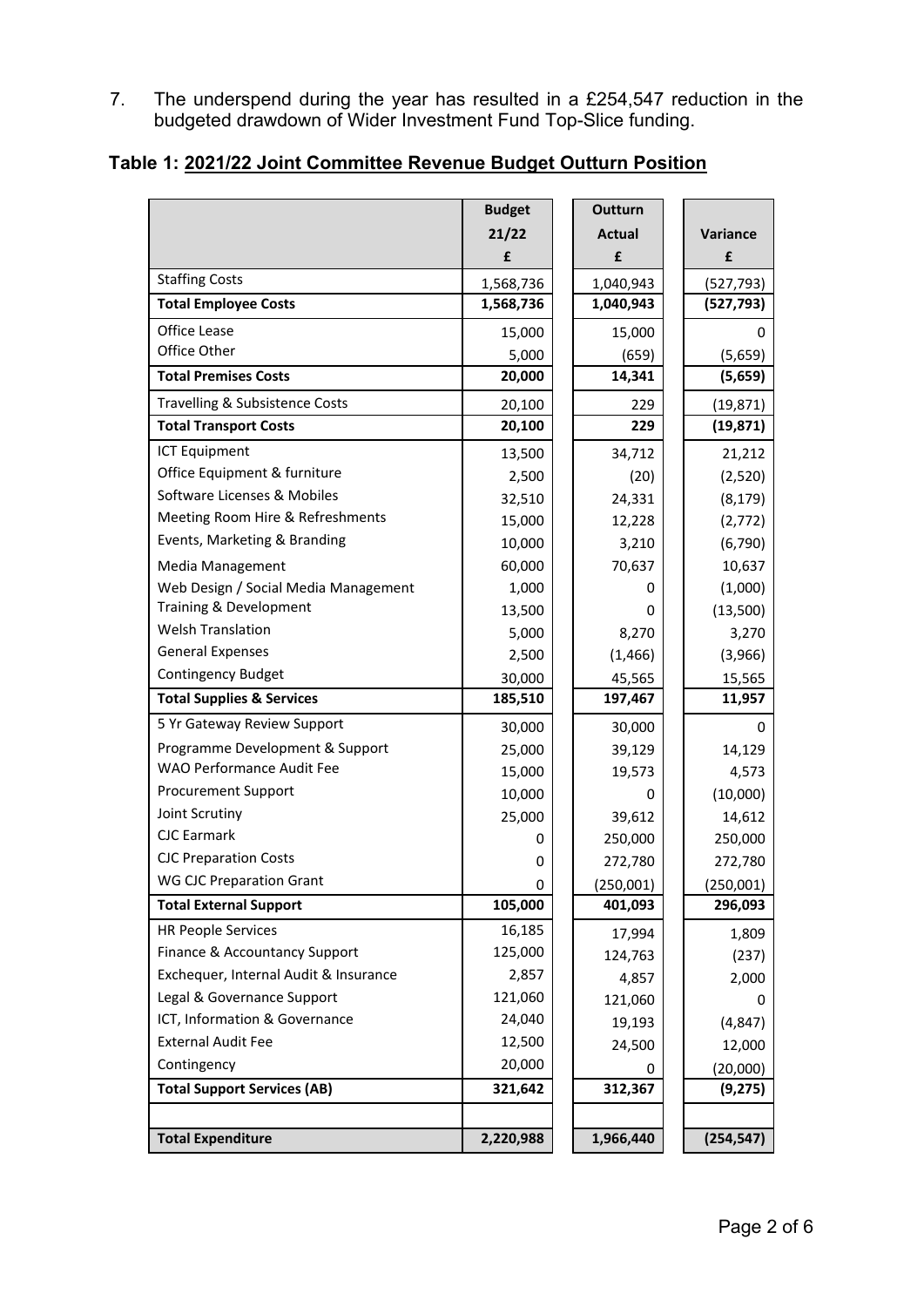7. The underspend during the year has resulted in a £254,547 reduction in the budgeted drawdown of Wider Investment Fund Top-Slice funding.

**Table 1: 2021/22 Joint Committee Revenue Budget Outturn Position**

| | Budget 21/22 £ | Outturn Actual £ | Variance £ |
|---|---|---|---|
| Staffing Costs | 1,568,736 | 1,040,943 | (527,793) |
| **Total Employee Costs** | **1,568,736** | **1,040,943** | **(527,793)** |
| Office Lease | 15,000 | 15,000 | 0 |
| Office Other | 5,000 | (659) | (5,659) |
| **Total Premises Costs** | **20,000** | **14,341** | **(5,659)** |
| Travelling & Subsistence Costs | 20,100 | 229 | (19,871) |
| **Total Transport Costs** | **20,100** | **229** | **(19,871)** |
| ICT Equipment | 13,500 | 34,712 | 21,212 |
| Office Equipment & furniture | 2,500 | (20) | (2,520) |
| Software Licenses & Mobiles | 32,510 | 24,331 | (8,179) |
| Meeting Room Hire & Refreshments | 15,000 | 12,228 | (2,772) |
| Events, Marketing & Branding | 10,000 | 3,210 | (6,790) |
| Media Management | 60,000 | 70,637 | 10,637 |
| Web Design / Social Media Management | 1,000 | 0 | (1,000) |
| Training & Development | 13,500 | 0 | (13,500) |
| Welsh Translation | 5,000 | 8,270 | 3,270 |
| General Expenses | 2,500 | (1,466) | (3,966) |
| Contingency Budget | 30,000 | 45,565 | 15,565 |
| **Total Supplies & Services** | **185,510** | **197,467** | **11,957** |
| 5 Yr Gateway Review Support | 30,000 | 30,000 | 0 |
| Programme Development & Support | 25,000 | 39,129 | 14,129 |
| WAO Performance Audit Fee | 15,000 | 19,573 | 4,573 |
| Procurement Support | 10,000 | 0 | (10,000) |
| Joint Scrutiny | 25,000 | 39,612 | 14,612 |
| CJC Earmark | 0 | 250,000 | 250,000 |
| CJC Preparation Costs | 0 | 272,780 | 272,780 |
| WG CJC Preparation Grant | 0 | (250,001) | (250,001) |
| **Total External Support** | **105,000** | **401,093** | **296,093** |
| HR People Services | 16,185 | 17,994 | 1,809 |
| Finance & Accountancy Support | 125,000 | 124,763 | (237) |
| Exchequer, Internal Audit & Insurance | 2,857 | 4,857 | 2,000 |
| Legal & Governance Support | 121,060 | 121,060 | 0 |
| ICT, Information & Governance | 24,040 | 19,193 | (4,847) |
| External Audit Fee | 12,500 | 24,500 | 12,000 |
| Contingency | 20,000 | 0 | (20,000) |
| **Total Support Services (AB)** | **321,642** | **312,367** | **(9,275)** |
| | | | |
| **Total Expenditure** | **2,220,988** | **1,966,440** | **(254,547)** |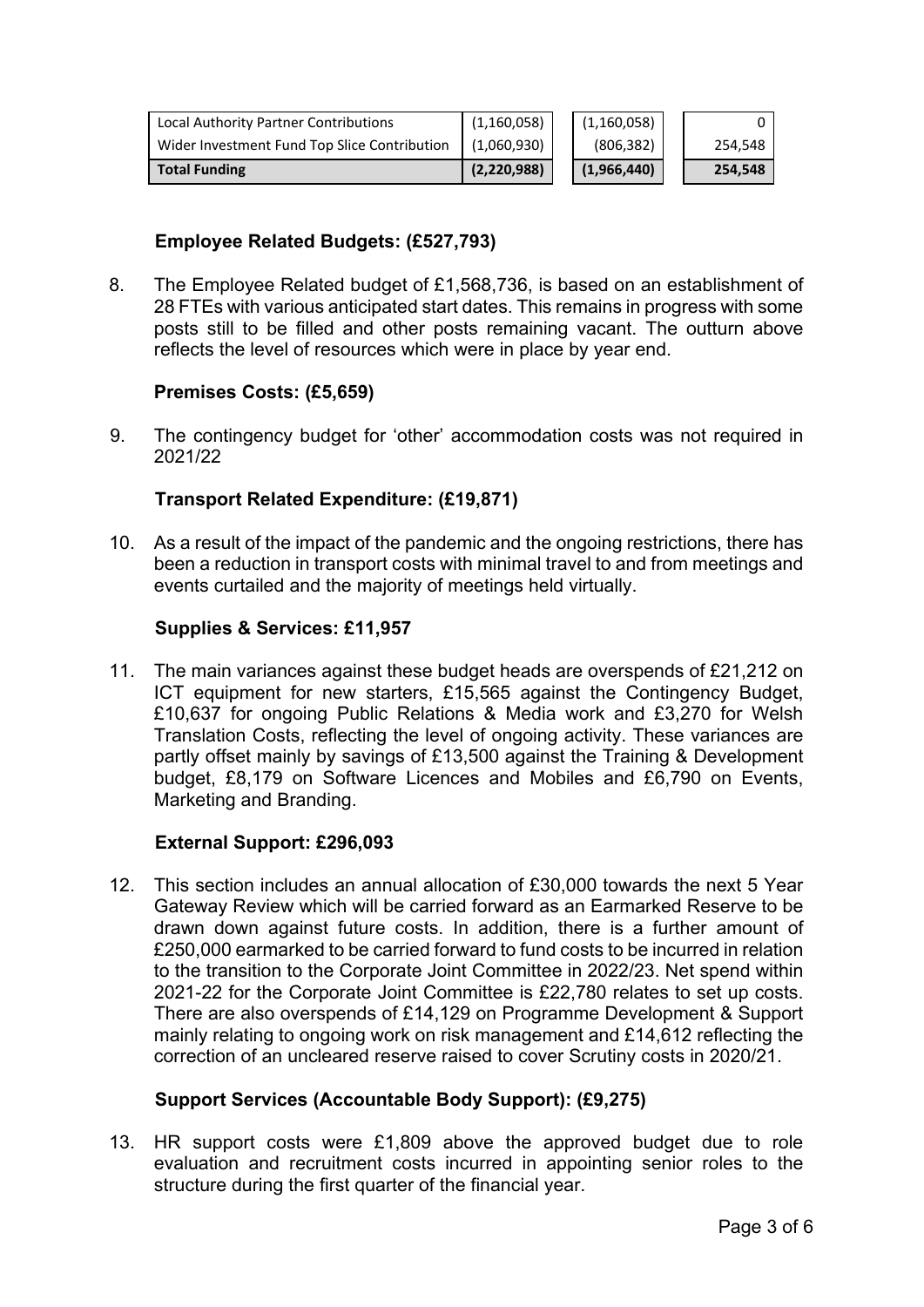| | | | |
|---|---|---|---|
| Local Authority Partner Contributions | (1,160,058) | (1,160,058) | 0 |
| Wider Investment Fund Top Slice Contribution | (1,060,930) | (806,382) | 254,548 |
| **Total Funding** | **(2,220,988)** | **(1,966,440)** | **254,548** |

**Employee Related Budgets: (£527,793)**

8. The Employee Related budget of £1,568,736, is based on an establishment of 28 FTEs with various anticipated start dates. This remains in progress with some posts still to be filled and other posts remaining vacant. The outturn above reflects the level of resources which were in place by year end.

**Premises Costs: (£5,659)**

9. The contingency budget for 'other' accommodation costs was not required in 2021/22

**Transport Related Expenditure: (£19,871)**

10. As a result of the impact of the pandemic and the ongoing restrictions, there has been a reduction in transport costs with minimal travel to and from meetings and events curtailed and the majority of meetings held virtually.

**Supplies & Services: £11,957**

11. The main variances against these budget heads are overspends of £21,212 on ICT equipment for new starters, £15,565 against the Contingency Budget, £10,637 for ongoing Public Relations & Media work and £3,270 for Welsh Translation Costs, reflecting the level of ongoing activity. These variances are partly offset mainly by savings of £13,500 against the Training & Development budget, £8,179 on Software Licences and Mobiles and £6,790 on Events, Marketing and Branding.

**External Support: £296,093**

12. This section includes an annual allocation of £30,000 towards the next 5 Year Gateway Review which will be carried forward as an Earmarked Reserve to be drawn down against future costs. In addition, there is a further amount of £250,000 earmarked to be carried forward to fund costs to be incurred in relation to the transition to the Corporate Joint Committee in 2022/23. Net spend within 2021-22 for the Corporate Joint Committee is £22,780 relates to set up costs. There are also overspends of £14,129 on Programme Development & Support mainly relating to ongoing work on risk management and £14,612 reflecting the correction of an uncleared reserve raised to cover Scrutiny costs in 2020/21.

**Support Services (Accountable Body Support): (£9,275)**

13. HR support costs were £1,809 above the approved budget due to role evaluation and recruitment costs incurred in appointing senior roles to the structure during the first quarter of the financial year.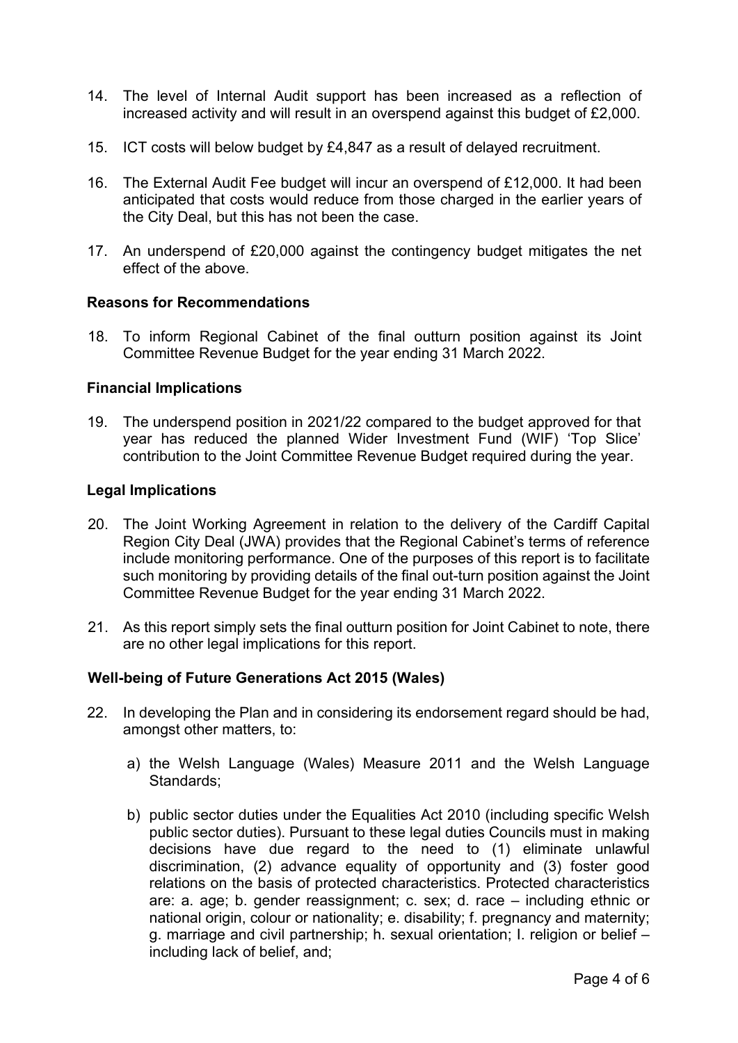14. The level of Internal Audit support has been increased as a reflection of increased activity and will result in an overspend against this budget of £2,000.

15. ICT costs will below budget by £4,847 as a result of delayed recruitment.

16. The External Audit Fee budget will incur an overspend of £12,000. It had been anticipated that costs would reduce from those charged in the earlier years of the City Deal, but this has not been the case.

17. An underspend of £20,000 against the contingency budget mitigates the net effect of the above.

**Reasons for Recommendations**

18. To inform Regional Cabinet of the final outturn position against its Joint Committee Revenue Budget for the year ending 31 March 2022.

**Financial Implications**

19. The underspend position in 2021/22 compared to the budget approved for that year has reduced the planned Wider Investment Fund (WIF) 'Top Slice' contribution to the Joint Committee Revenue Budget required during the year.

**Legal Implications**

20. The Joint Working Agreement in relation to the delivery of the Cardiff Capital Region City Deal (JWA) provides that the Regional Cabinet's terms of reference include monitoring performance. One of the purposes of this report is to facilitate such monitoring by providing details of the final out-turn position against the Joint Committee Revenue Budget for the year ending 31 March 2022.

21. As this report simply sets the final outturn position for Joint Cabinet to note, there are no other legal implications for this report.

**Well-being of Future Generations Act 2015 (Wales)**

22. In developing the Plan and in considering its endorsement regard should be had, amongst other matters, to:

    a) the Welsh Language (Wales) Measure 2011 and the Welsh Language Standards;

    b) public sector duties under the Equalities Act 2010 (including specific Welsh public sector duties). Pursuant to these legal duties Councils must in making decisions have due regard to the need to (1) eliminate unlawful discrimination, (2) advance equality of opportunity and (3) foster good relations on the basis of protected characteristics. Protected characteristics are: a. age; b. gender reassignment; c. sex; d. race – including ethnic or national origin, colour or nationality; e. disability; f. pregnancy and maternity; g. marriage and civil partnership; h. sexual orientation; I. religion or belief – including lack of belief, and;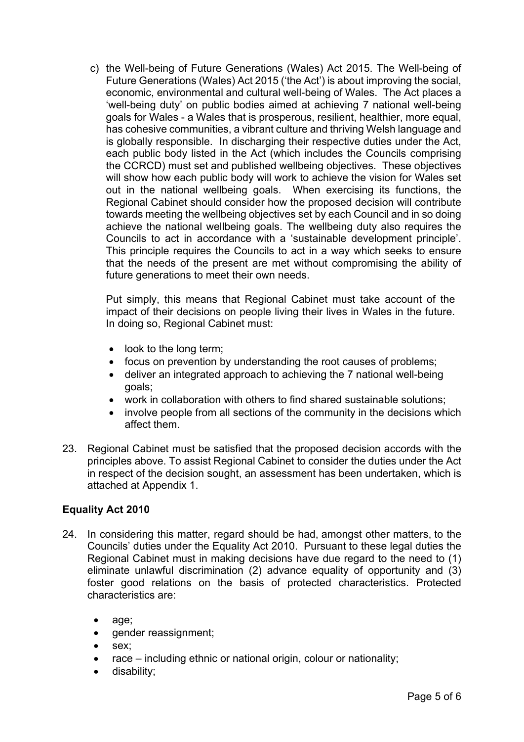c) the Well-being of Future Generations (Wales) Act 2015. The Well-being of Future Generations (Wales) Act 2015 ('the Act') is about improving the social, economic, environmental and cultural well-being of Wales. The Act places a 'well-being duty' on public bodies aimed at achieving 7 national well-being goals for Wales - a Wales that is prosperous, resilient, healthier, more equal, has cohesive communities, a vibrant culture and thriving Welsh language and is globally responsible. In discharging their respective duties under the Act, each public body listed in the Act (which includes the Councils comprising the CCRCD) must set and published wellbeing objectives. These objectives will show how each public body will work to achieve the vision for Wales set out in the national wellbeing goals. When exercising its functions, the Regional Cabinet should consider how the proposed decision will contribute towards meeting the wellbeing objectives set by each Council and in so doing achieve the national wellbeing goals. The wellbeing duty also requires the Councils to act in accordance with a 'sustainable development principle'. This principle requires the Councils to act in a way which seeks to ensure that the needs of the present are met without compromising the ability of future generations to meet their own needs.

   Put simply, this means that Regional Cabinet must take account of the impact of their decisions on people living their lives in Wales in the future. In doing so, Regional Cabinet must:

   - look to the long term;
   - focus on prevention by understanding the root causes of problems;
   - deliver an integrated approach to achieving the 7 national well-being goals;
   - work in collaboration with others to find shared sustainable solutions;
   - involve people from all sections of the community in the decisions which affect them.

23. Regional Cabinet must be satisfied that the proposed decision accords with the principles above. To assist Regional Cabinet to consider the duties under the Act in respect of the decision sought, an assessment has been undertaken, which is attached at Appendix 1.

**Equality Act 2010**

24. In considering this matter, regard should be had, amongst other matters, to the Councils' duties under the Equality Act 2010. Pursuant to these legal duties the Regional Cabinet must in making decisions have due regard to the need to (1) eliminate unlawful discrimination (2) advance equality of opportunity and (3) foster good relations on the basis of protected characteristics. Protected characteristics are:

    - age;
    - gender reassignment;
    - sex;
    - race – including ethnic or national origin, colour or nationality;
    - disability;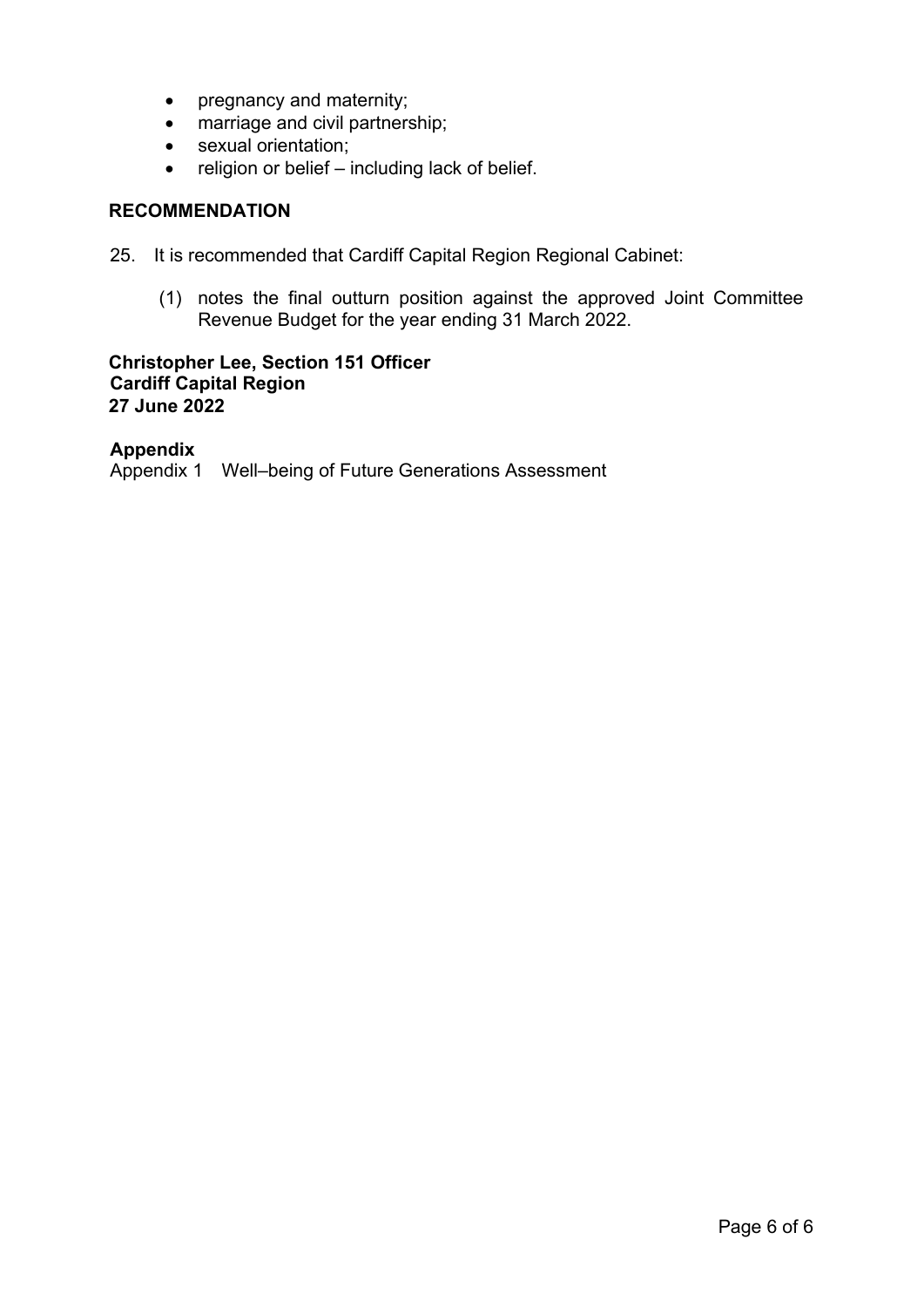- pregnancy and maternity;
- marriage and civil partnership;
- sexual orientation;
- religion or belief – including lack of belief.

## RECOMMENDATION

25. It is recommended that Cardiff Capital Region Regional Cabinet:

    (1) notes the final outturn position against the approved Joint Committee Revenue Budget for the year ending 31 March 2022.

**Christopher Lee, Section 151 Officer**
**Cardiff Capital Region**
**27 June 2022**

**Appendix**
Appendix 1 Well–being of Future Generations Assessment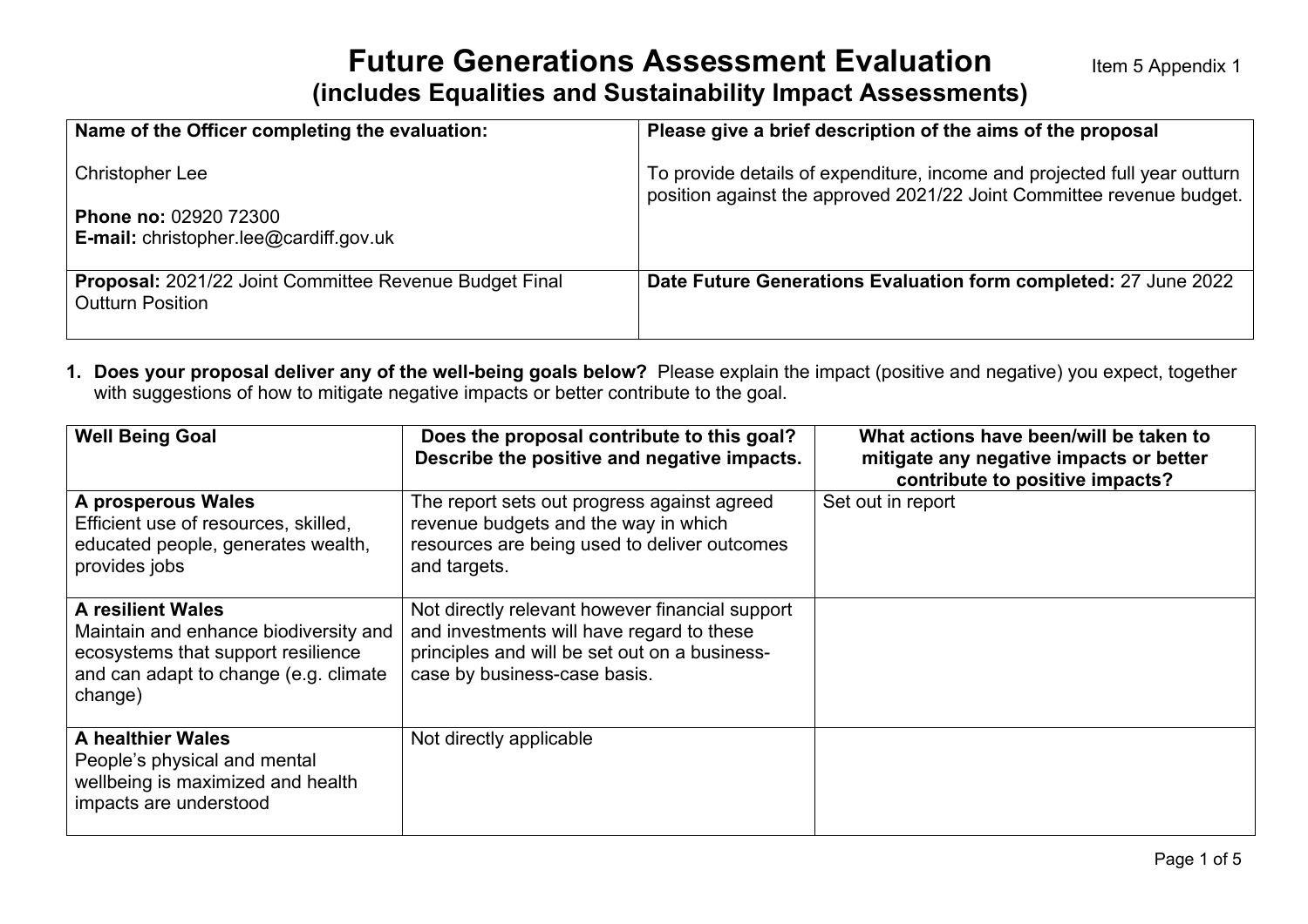# Future Generations Assessment Evaluation

Item 5 Appendix 1

## (includes Equalities and Sustainability Impact Assessments)

| **Name of the Officer completing the evaluation:**<br><br>Christopher Lee<br><br>**Phone no:** 02920 72300<br>**E-mail:** christopher.lee@cardiff.gov.uk | **Please give a brief description of the aims of the proposal**<br><br>To provide details of expenditure, income and projected full year outturn position against the approved 2021/22 Joint Committee revenue budget. |
|---|---|
| **Proposal:** 2021/22 Joint Committee Revenue Budget Final Outturn Position | **Date Future Generations Evaluation form completed:** 27 June 2022 |

1. **Does your proposal deliver any of the well-being goals below?** Please explain the impact (positive and negative) you expect, together with suggestions of how to mitigate negative impacts or better contribute to the goal.

| Well Being Goal | Does the proposal contribute to this goal? Describe the positive and negative impacts. | What actions have been/will be taken to mitigate any negative impacts or better contribute to positive impacts? |
|---|---|---|
| **A prosperous Wales**<br>Efficient use of resources, skilled, educated people, generates wealth, provides jobs | The report sets out progress against agreed revenue budgets and the way in which resources are being used to deliver outcomes and targets. | Set out in report |
| **A resilient Wales**<br>Maintain and enhance biodiversity and ecosystems that support resilience and can adapt to change (e.g. climate change) | Not directly relevant however financial support and investments will have regard to these principles and will be set out on a business-case by business-case basis. | |
| **A healthier Wales**<br>People's physical and mental wellbeing is maximized and health impacts are understood | Not directly applicable | |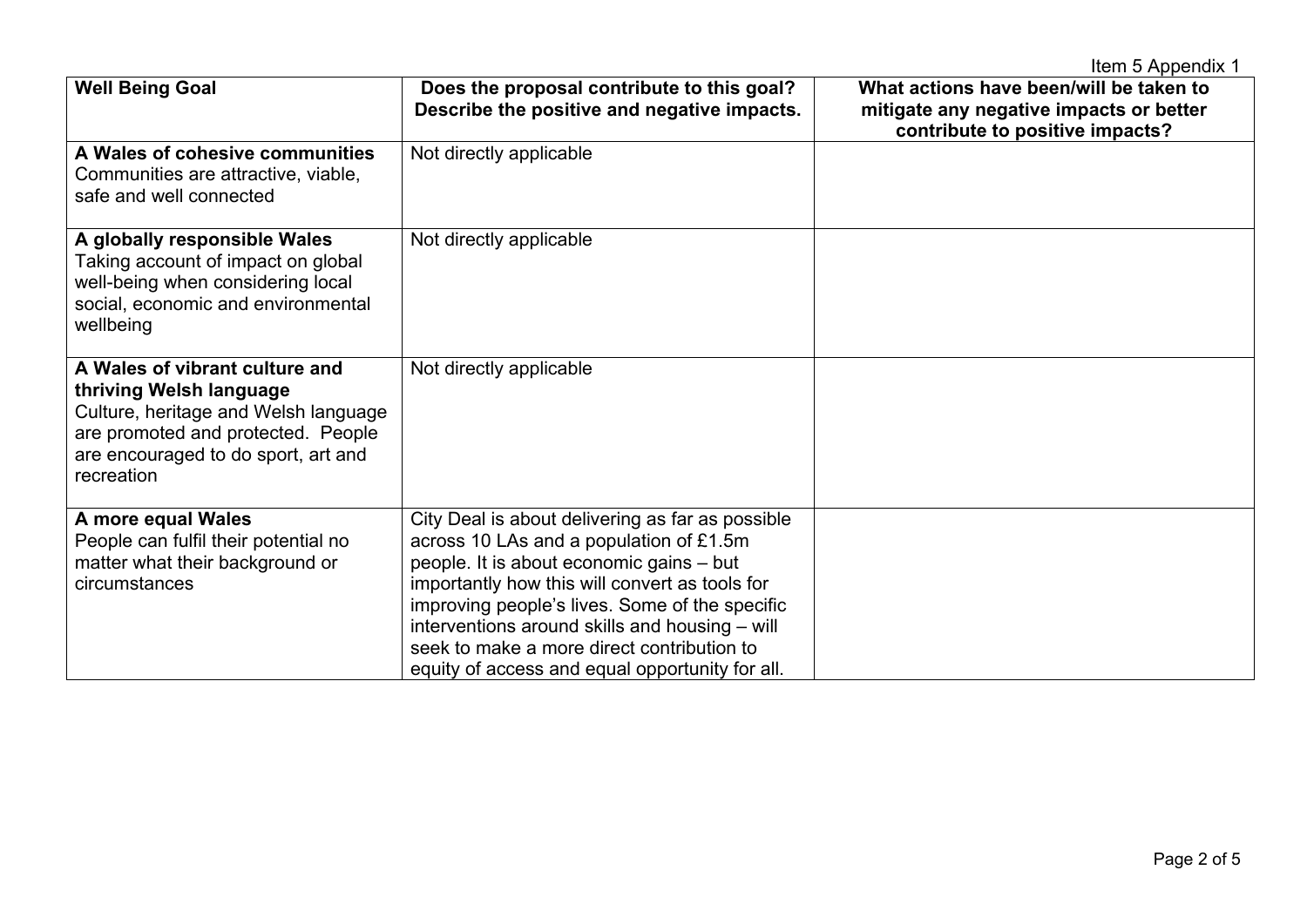Item 5 Appendix 1

| Well Being Goal | Does the proposal contribute to this goal? Describe the positive and negative impacts. | What actions have been/will be taken to mitigate any negative impacts or better contribute to positive impacts? |
|---|---|---|
| **A Wales of cohesive communities** Communities are attractive, viable, safe and well connected | Not directly applicable | |
| **A globally responsible Wales** Taking account of impact on global well-being when considering local social, economic and environmental wellbeing | Not directly applicable | |
| **A Wales of vibrant culture and thriving Welsh language** Culture, heritage and Welsh language are promoted and protected. People are encouraged to do sport, art and recreation | Not directly applicable | |
| **A more equal Wales** People can fulfil their potential no matter what their background or circumstances | City Deal is about delivering as far as possible across 10 LAs and a population of £1.5m people. It is about economic gains – but importantly how this will convert as tools for improving people's lives. Some of the specific interventions around skills and housing – will seek to make a more direct contribution to equity of access and equal opportunity for all. | |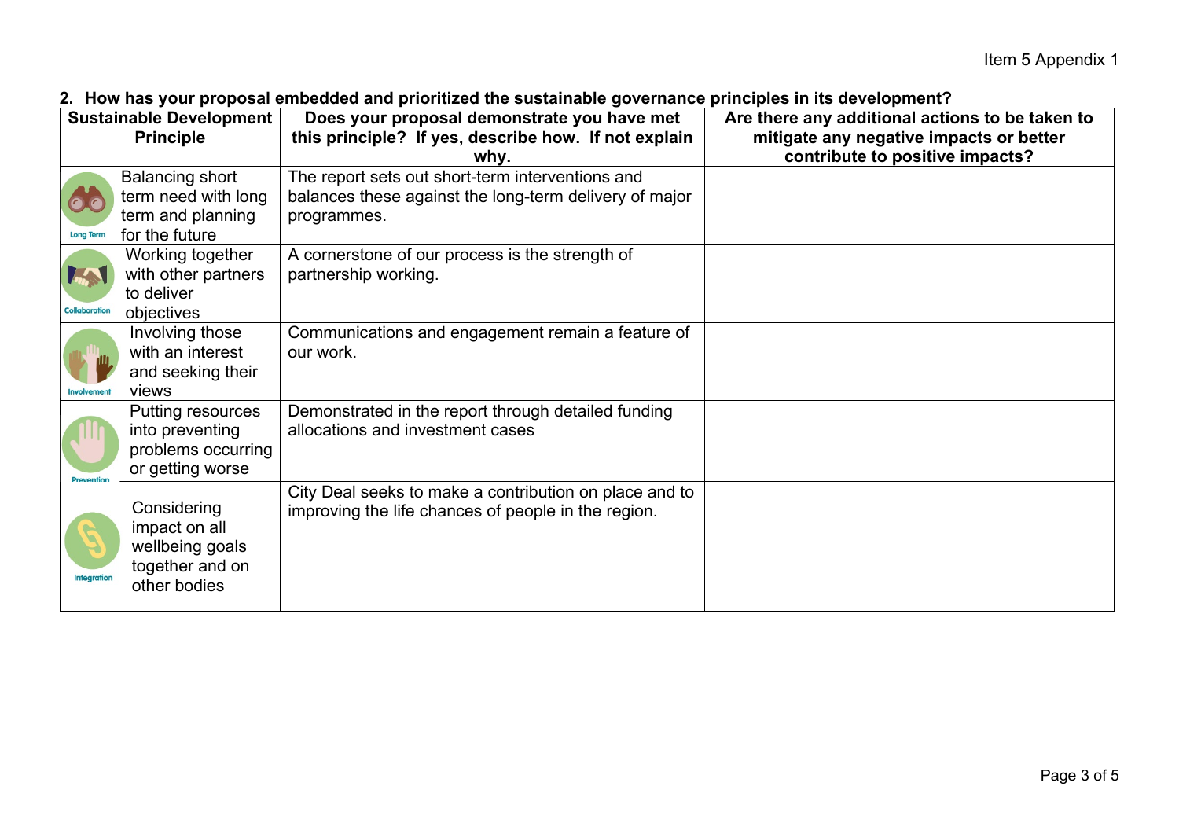**2. How has your proposal embedded and prioritized the sustainable governance principles in its development?**

| Sustainable Development Principle | Does your proposal demonstrate you have met this principle? If yes, describe how. If not explain why. | Are there any additional actions to be taken to mitigate any negative impacts or better contribute to positive impacts? |
|---|---|---|
| Long Term – Balancing short term need with long term and planning for the future | The report sets out short-term interventions and balances these against the long-term delivery of major programmes. | |
| Collaboration – Working together with other partners to deliver objectives | A cornerstone of our process is the strength of partnership working. | |
| Involvement – Involving those with an interest and seeking their views | Communications and engagement remain a feature of our work. | |
| Prevention – Putting resources into preventing problems occurring or getting worse | Demonstrated in the report through detailed funding allocations and investment cases | |
| Integration – Considering impact on all wellbeing goals together and on other bodies | City Deal seeks to make a contribution on place and to improving the life chances of people in the region. | |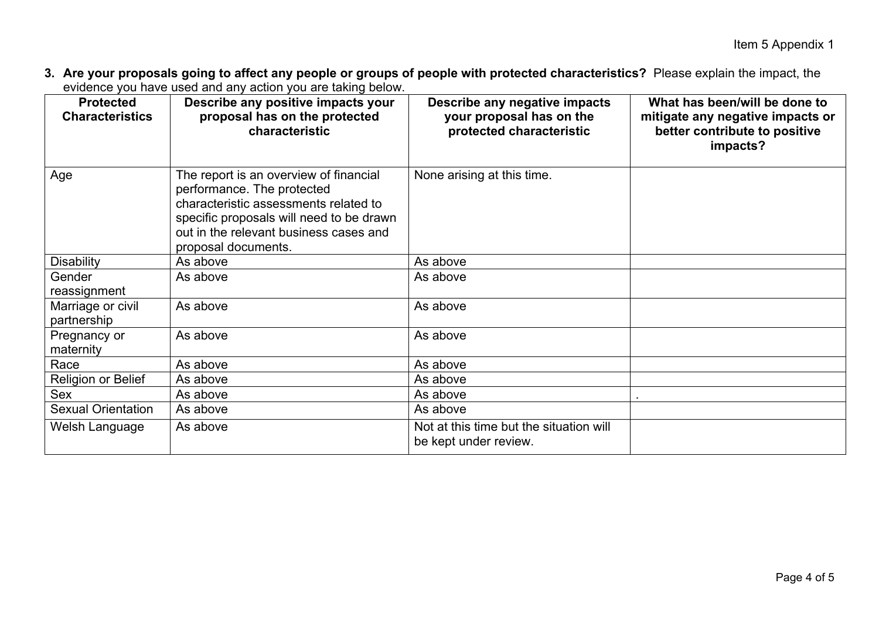3. **Are your proposals going to affect any people or groups of people with protected characteristics?** Please explain the impact, the evidence you have used and any action you are taking below.

| Protected Characteristics | Describe any positive impacts your proposal has on the protected characteristic | Describe any negative impacts your proposal has on the protected characteristic | What has been/will be done to mitigate any negative impacts or better contribute to positive impacts? |
|---|---|---|---|
| Age | The report is an overview of financial performance. The protected characteristic assessments related to specific proposals will need to be drawn out in the relevant business cases and proposal documents. | None arising at this time. | |
| Disability | As above | As above | |
| Gender reassignment | As above | As above | |
| Marriage or civil partnership | As above | As above | |
| Pregnancy or maternity | As above | As above | |
| Race | As above | As above | |
| Religion or Belief | As above | As above | |
| Sex | As above | As above | . |
| Sexual Orientation | As above | As above | |
| Welsh Language | As above | Not at this time but the situation will be kept under review. | |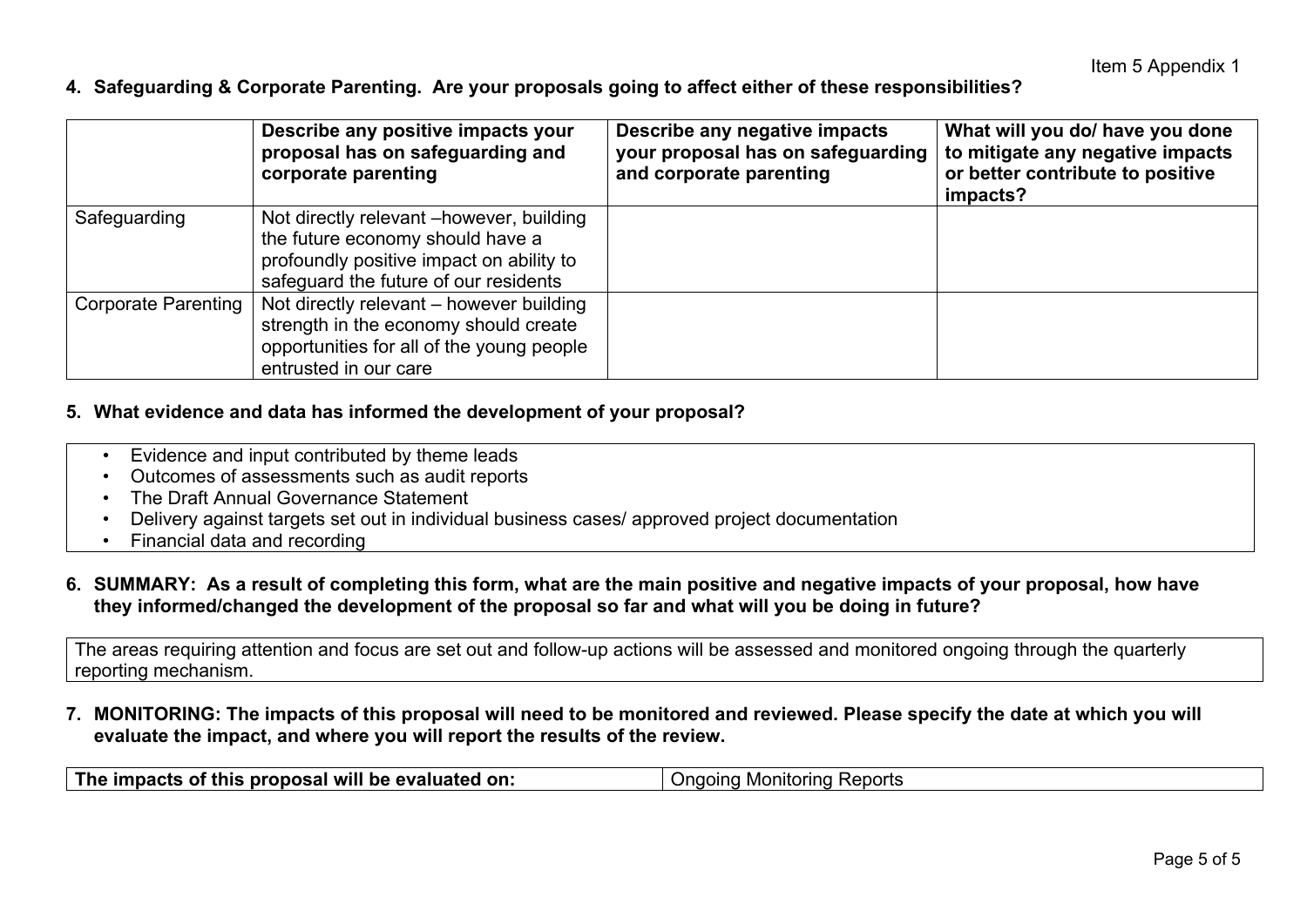**4. Safeguarding & Corporate Parenting. Are your proposals going to affect either of these responsibilities?**

| | Describe any positive impacts your proposal has on safeguarding and corporate parenting | Describe any negative impacts your proposal has on safeguarding and corporate parenting | What will you do/ have you done to mitigate any negative impacts or better contribute to positive impacts? |
|---|---|---|---|
| Safeguarding | Not directly relevant –however, building the future economy should have a profoundly positive impact on ability to safeguard the future of our residents | | |
| Corporate Parenting | Not directly relevant – however building strength in the economy should create opportunities for all of the young people entrusted in our care | | |

**5. What evidence and data has informed the development of your proposal?**

- Evidence and input contributed by theme leads
- Outcomes of assessments such as audit reports
- The Draft Annual Governance Statement
- Delivery against targets set out in individual business cases/ approved project documentation
- Financial data and recording

**6. SUMMARY: As a result of completing this form, what are the main positive and negative impacts of your proposal, how have they informed/changed the development of the proposal so far and what will you be doing in future?**

The areas requiring attention and focus are set out and follow-up actions will be assessed and monitored ongoing through the quarterly reporting mechanism.

**7. MONITORING: The impacts of this proposal will need to be monitored and reviewed. Please specify the date at which you will evaluate the impact, and where you will report the results of the review.**

| | |
|---|---|
| **The impacts of this proposal will be evaluated on:** | Ongoing Monitoring Reports |